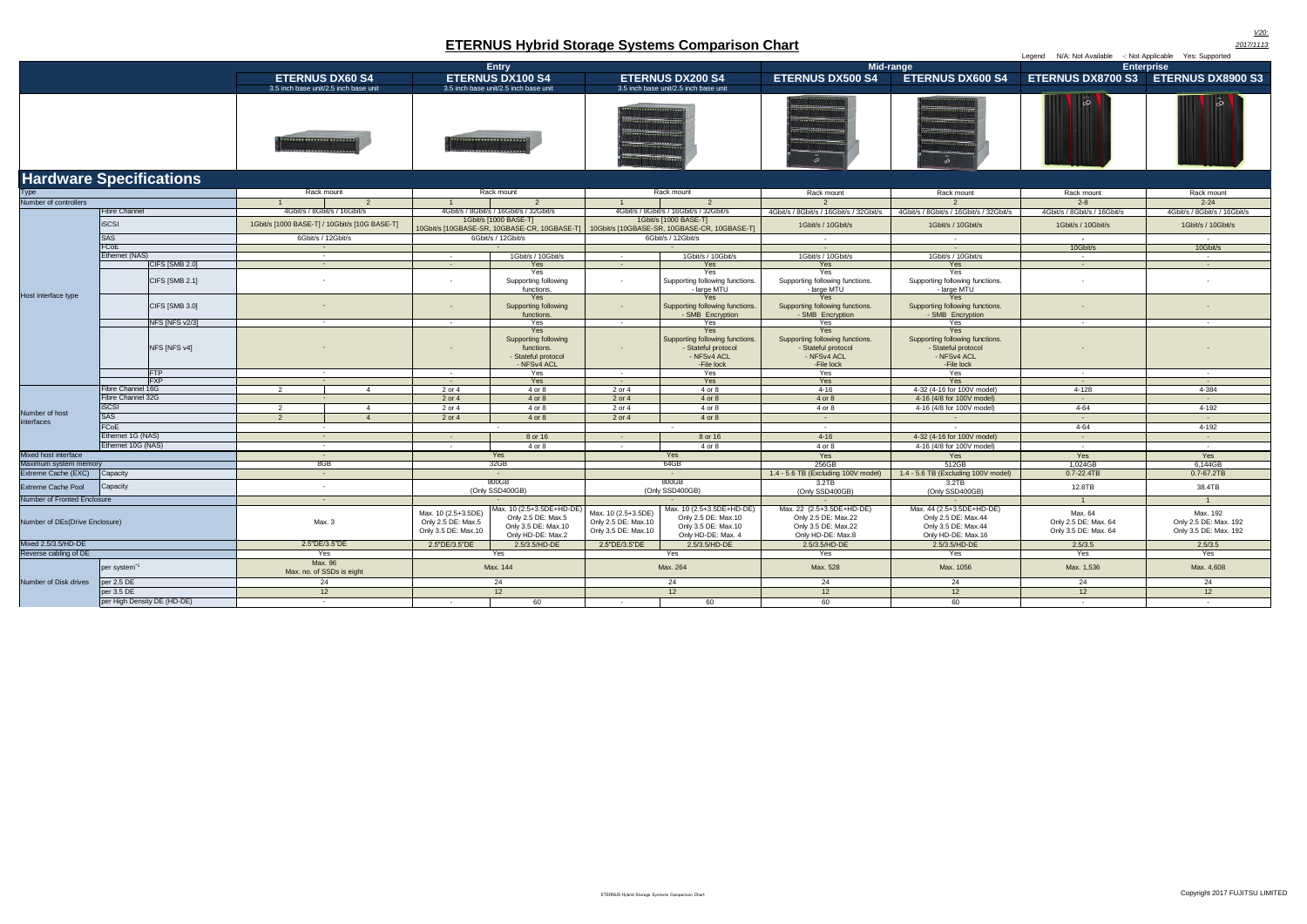# ETERNUS Hybrid Storage Systems Comparison Chart

V20: 2017/1113

Legend: N/A: Not Available -: Not Applicable Yes: Supported

## Hardware Specifications

| | | | Entry | | | | | | Mid-range | | Enterprise | |
|---|---|---|---|---|---|---|---|---|---|---|---|---|
| | | | ETERNUS DX60 S4 | | ETERNUS DX100 S4 | | ETERNUS DX200 S4 | | ETERNUS DX500 S4 | ETERNUS DX600 S4 | ETERNUS DX8700 S3 | ETERNUS DX8900 S3 |
| | | | 3.5 inch base unit/2.5 inch base unit | | 3.5 inch base unit/2.5 inch base unit | | 3.5 inch base unit/2.5 inch base unit | | | | | |
| Type | | | Rack mount | | Rack mount | | Rack mount | | Rack mount | Rack mount | Rack mount | Rack mount |
| Number of controllers | | | 1 | 2 | 1 | 2 | 1 | 2 | 2 | 2 | 2-8 | 2-24 |
| Host interface type | Fibre Channel | | 4Gbit/s / 8Gbit/s / 16Gbit/s | | 4Gbit/s / 8Gbit/s / 16Gbit/s / 32Gbit/s | | 4Gbit/s / 8Gbit/s / 16Gbit/s / 32Gbit/s | | 4Gbit/s / 8Gbit/s / 16Gbit/s / 32Gbit/s | 4Gbit/s / 8Gbit/s / 16Gbit/s / 32Gbit/s | 4Gbit/s / 8Gbit/s / 16Gbit/s | 4Gbit/s / 8Gbit/s / 16Gbit/s |
| | iSCSI | | 1Gbit/s [1000 BASE-T] / 10Gbit/s [10G BASE-T] | | 1Gbit/s [1000 BASE-T] 10Gbit/s [10GBASE-SR, 10GBASE-CR, 10GBASE-T] | | 1Gbit/s [1000 BASE-T] 10Gbit/s [10GBASE-SR, 10GBASE-CR, 10GBASE-T] | | 1Gbit/s / 10Gbit/s | 1Gbit/s / 10Gbit/s | 1Gbit/s / 10Gbit/s | 1Gbit/s / 10Gbit/s |
| | SAS | | 6Gbit/s / 12Gbit/s | | 6Gbit/s / 12Gbit/s | | 6Gbit/s / 12Gbit/s | | - | - | - | - |
| | FCoE | | - | | - | | - | | - | - | 10Gbit/s | 10Gbit/s |
| | Ethernet (NAS) | | - | | - | 1Gbit/s / 10Gbit/s | - | 1Gbit/s / 10Gbit/s | 1Gbit/s / 10Gbit/s | 1Gbit/s / 10Gbit/s | - | - |
| | | CIFS [SMB 2.0] | - | | - | Yes | - | Yes | Yes | Yes | - | - |
| | | CIFS [SMB 2.1] | - | | - | Yes Supporting following functions. - large MTU | - | Yes Supporting following functions. - large MTU | Yes Supporting following functions. - large MTU | Yes Supporting following functions. - large MTU | - | - |
| | | CIFS [SMB 3.0] | - | | - | Yes Supporting following functions. | - | Yes Supporting following functions. - SMB Encryption | Yes Supporting following functions. - SMB Encryption | Yes Supporting following functions. - SMB Encryption | - | - |
| | | NFS [NFS v2/3] | - | | - | Yes | - | Yes | Yes | Yes | - | - |
| | | NFS [NFS v4] | - | | - | Yes Supporting following functions. - Stateful protocol - NFSv4 ACL | - | Yes Supporting following functions. - Stateful protocol - NFSv4 ACL -File lock | Yes Supporting following functions. - Stateful protocol - NFSv4 ACL -File lock | Yes Supporting following functions. - Stateful protocol - NFSv4 ACL -File lock | - | - |
| | | FTP | - | | - | Yes | - | Yes | Yes | Yes | - | - |
| | | FXP | - | | - | Yes | - | Yes | Yes | Yes | - | - |
| Number of host interfaces | Fibre Channel 16G | | 2 | 4 | 2 or 4 | 4 or 8 | 2 or 4 | 4 or 8 | 4-16 | 4-32 (4-16 for 100V model) | 4-128 | 4-384 |
| | Fibre Channel 32G | | - | | 2 or 4 | 4 or 8 | 2 or 4 | 4 or 8 | 4 or 8 | 4-16 (4/8 for 100V model) | - | - |
| | iSCSI | | 2 | 4 | 2 or 4 | 4 or 8 | 2 or 4 | 4 or 8 | 4 or 8 | 4-16 (4/8 for 100V model) | 4-64 | 4-192 |
| | SAS | | 2 | 4 | 2 or 4 | 4 or 8 | 2 or 4 | 4 or 8 | - | - | - | - |
| | FCoE | | - | | - | | - | | - | - | 4-64 | 4-192 |
| | Ethernet 1G (NAS) | | - | | - | 8 or 16 | - | 8 or 16 | 4-16 | 4-32 (4-16 for 100V model) | - | - |
| | Ethernet 10G (NAS) | | - | | - | 4 or 8 | - | 4 or 8 | 4 or 8 | 4-16 (4/8 for 100V model) | - | - |
| Mixed host interface | | | - | | Yes | | Yes | | Yes | Yes | Yes | Yes |
| Maximum system memory | | | 8GB | | 32GB | | 64GB | | 256GB | 512GB | 1,024GB | 6,144GB |
| Extreme Cache (EXC) | Capacity | | - | | - | | - | | 1.4 - 5.6 TB (Excluding 100V model) | 1.4 - 5.6 TB (Excluding 100V model) | 0.7-22.4TB | 0.7-67.2TB |
| Extreme Cache Pool | Capacity | | - | | 800GB (Only SSD400GB) | | 800GB (Only SSD400GB) | | 3.2TB (Only SSD400GB) | 3.2TB (Only SSD400GB) | 12.8TB | 38.4TB |
| Number of Fronted Enclosure | | | - | | - | | - | | - | - | 1 | 1 |
| Number of DEs(Drive Enclosure) | | | Max. 3 | | Max. 10 (2.5+3.5DE) Only 2.5 DE: Max.5 Only 3.5 DE: Max.10 | Max. 10 (2.5+3.5DE+HD-DE) Only 2.5 DE: Max.5 Only 3.5 DE: Max.10 Only HD-DE: Max.2 | Max. 10 (2.5+3.5DE) Only 2.5 DE: Max.10 Only 3.5 DE: Max.10 | Max. 10 (2.5+3.5DE+HD-DE) Only 2.5 DE: Max.10 Only 3.5 DE: Max.10 Only HD-DE: Max. 4 | Max. 22 (2.5+3.5DE+HD-DE) Only 2.5 DE: Max.22 Only 3.5 DE: Max.22 Only HD-DE: Max.8 | Max. 44 (2.5+3.5DE+HD-DE) Only 2.5 DE: Max.44 Only 3.5 DE: Max.44 Only HD-DE: Max.16 | Max. 64 Only 2.5 DE: Max. 64 Only 3.5 DE: Max. 64 | Max. 192 Only 2.5 DE: Max. 192 Only 3.5 DE: Max. 192 |
| Mixed 2.5/3.5/HD-DE | | | 2.5"DE/3.5"DE | | 2.5"DE/3.5"DE | 2.5/3.5/HD-DE | 2.5"DE/3.5"DE | 2.5/3.5/HD-DE | 2.5/3.5/HD-DE | 2.5/3.5/HD-DE | 2.5/3.5 | 2.5/3.5 |
| Reverse cabling of DE | | | Yes | | Yes | | Yes | | Yes | Yes | Yes | Yes |
| Number of Disk drives | per system*1 | | Max. 96 Max. no. of SSDs is eight | | Max. 144 | | Max. 264 | | Max. 528 | Max. 1056 | Max. 1,536 | Max. 4,608 |
| | per 2.5 DE | | 24 | | 24 | | 24 | | 24 | 24 | 24 | 24 |
| | per 3.5 DE | | 12 | | 12 | | 12 | | 12 | 12 | 12 | 12 |
| | per High Density DE (HD-DE) | | - | | - | 60 | - | 60 | 60 | 60 | - | - |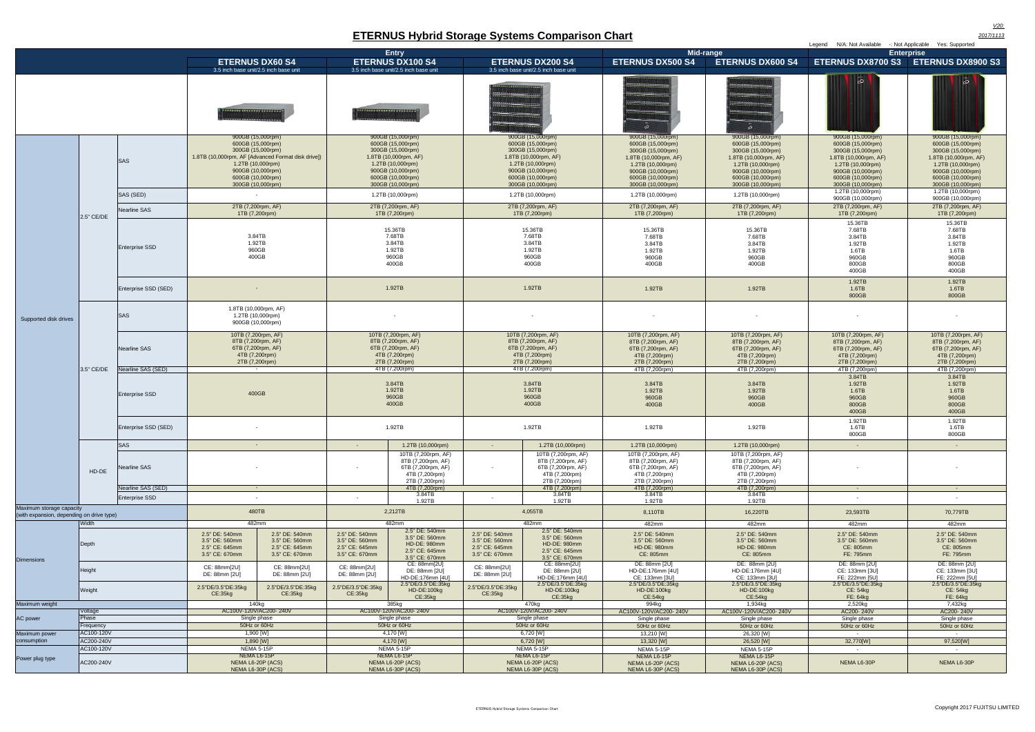# ETERNUS Hybrid Storage Systems Comparison Chart

V20: 2017/11/13

Legend N/A: Not Available -: Not Applicable Yes: Supported

| | | | Entry | | | | | | Mid-range | | Enterprise | |
|---|---|---|---|---|---|---|---|---|---|---|---|---|
| | | | **ETERNUS DX60 S4**<br>3.5 inch base unit/2.5 inch base unit | | **ETERNUS DX100 S4**<br>3.5 inch base unit/2.5 inch base unit | | **ETERNUS DX200 S4**<br>3.5 inch base unit/2.5 inch base unit | | **ETERNUS DX500 S4** | **ETERNUS DX600 S4** | **ETERNUS DX8700 S3** | **ETERNUS DX8900 S3** |
| Supported disk drives | 2.5" CE/DE | SAS | 900GB (15,000rpm)<br>600GB (15,000rpm)<br>300GB (15,000rpm)<br>1.8TB (10,000rpm, AF [Advanced Format disk drive])<br>1.2TB (10,000rpm)<br>900GB (10,000rpm)<br>600GB (10,000rpm)<br>300GB (10,000rpm) | | 900GB (15,000rpm)<br>600GB (15,000rpm)<br>300GB (15,000rpm)<br>1.8TB (10,000rpm, AF)<br>1.2TB (10,000rpm)<br>900GB (10,000rpm)<br>600GB (10,000rpm)<br>300GB (10,000rpm) | | 900GB (15,000rpm)<br>600GB (15,000rpm)<br>300GB (15,000rpm)<br>1.8TB (10,000rpm, AF)<br>1.2TB (10,000rpm)<br>900GB (10,000rpm)<br>600GB (10,000rpm)<br>300GB (10,000rpm) | | 900GB (15,000rpm)<br>600GB (15,000rpm)<br>300GB (15,000rpm)<br>1.8TB (10,000rpm, AF)<br>1.2TB (10,000rpm)<br>900GB (10,000rpm)<br>600GB (10,000rpm)<br>300GB (10,000rpm) | 900GB (15,000rpm)<br>600GB (15,000rpm)<br>300GB (15,000rpm)<br>1.8TB (10,000rpm, AF)<br>1.2TB (10,000rpm)<br>900GB (10,000rpm)<br>600GB (10,000rpm)<br>300GB (10,000rpm) | 900GB (15,000rpm)<br>600GB (15,000rpm)<br>300GB (15,000rpm)<br>1.8TB (10,000rpm, AF)<br>1.2TB (10,000rpm)<br>900GB (10,000rpm)<br>600GB (10,000rpm)<br>300GB (10,000rpm) | 900GB (15,000rpm)<br>600GB (15,000rpm)<br>300GB (15,000rpm)<br>1.8TB (10,000rpm, AF)<br>1.2TB (10,000rpm)<br>900GB (10,000rpm)<br>600GB (10,000rpm)<br>300GB (10,000rpm) |
| | | SAS (SED) | - | | 1.2TB (10,000rpm) | | 1.2TB (10,000rpm) | | 1.2TB (10,000rpm) | 1.2TB (10,000rpm) | 1.2TB (10,000rpm)<br>900GB (10,000rpm) | 1.2TB (10,000rpm)<br>900GB (10,000rpm) |
| | | Nearline SAS | 2TB (7,200rpm, AF)<br>1TB (7,200rpm) | | 2TB (7,200rpm, AF)<br>1TB (7,200rpm) | | 2TB (7,200rpm, AF)<br>1TB (7,200rpm) | | 2TB (7,200rpm, AF)<br>1TB (7,200rpm) | 2TB (7,200rpm, AF)<br>1TB (7,200rpm) | 2TB (7,200rpm, AF)<br>1TB (7,200rpm) | 2TB (7,200rpm, AF)<br>1TB (7,200rpm) |
| | | Enterprise SSD | 3.84TB<br>1.92TB<br>960GB<br>400GB | | 15.36TB<br>7.68TB<br>3.84TB<br>1.92TB<br>960GB<br>400GB | | 15.36TB<br>7.68TB<br>3.84TB<br>1.92TB<br>960GB<br>400GB | | 15.36TB<br>7.68TB<br>3.84TB<br>1.92TB<br>960GB<br>400GB | 15.36TB<br>7.68TB<br>3.84TB<br>1.92TB<br>960GB<br>400GB | 15.36TB<br>7.68TB<br>3.84TB<br>1.92TB<br>1.6TB<br>960GB<br>800GB<br>400GB | 15.36TB<br>7.68TB<br>3.84TB<br>1.92TB<br>1.6TB<br>960GB<br>800GB<br>400GB |
| | | Enterprise SSD (SED) | - | | 1.92TB | | 1.92TB | | 1.92TB | 1.92TB | 1.92TB<br>1.6TB<br>800GB | 1.92TB<br>1.6TB<br>800GB |
| | 3.5" CE/DE | SAS | 1.8TB (10,000rpm, AF)<br>1.2TB (10,000rpm)<br>900GB (10,000rpm) | | - | | - | | - | - | - | - |
| | | Nearline SAS | 10TB (7,200rpm, AF)<br>8TB (7,200rpm, AF)<br>6TB (7,200rpm, AF)<br>4TB (7,200rpm)<br>2TB (7,200rpm) | | 10TB (7,200rpm, AF)<br>8TB (7,200rpm, AF)<br>6TB (7,200rpm, AF)<br>4TB (7,200rpm)<br>2TB (7,200rpm) | | 10TB (7,200rpm, AF)<br>8TB (7,200rpm, AF)<br>6TB (7,200rpm, AF)<br>4TB (7,200rpm)<br>2TB (7,200rpm) | | 10TB (7,200rpm, AF)<br>8TB (7,200rpm, AF)<br>6TB (7,200rpm, AF)<br>4TB (7,200rpm)<br>2TB (7,200rpm) | 10TB (7,200rpm, AF)<br>8TB (7,200rpm, AF)<br>6TB (7,200rpm, AF)<br>4TB (7,200rpm)<br>2TB (7,200rpm) | 10TB (7,200rpm, AF)<br>8TB (7,200rpm, AF)<br>6TB (7,200rpm, AF)<br>4TB (7,200rpm)<br>2TB (7,200rpm) | 10TB (7,200rpm, AF)<br>8TB (7,200rpm, AF)<br>6TB (7,200rpm, AF)<br>4TB (7,200rpm)<br>2TB (7,200rpm) |
| | | Nearline SAS (SED) | - | | 4TB (7,200rpm) | | 4TB (7,200rpm) | | 4TB (7,200rpm) | 4TB (7,200rpm) | 4TB (7,200rpm) | 4TB (7,200rpm) |
| | | Enterprise SSD | 400GB | | 3.84TB<br>1.92TB<br>960GB<br>400GB | | 3.84TB<br>1.92TB<br>960GB<br>400GB | | 3.84TB<br>1.92TB<br>960GB<br>400GB | 3.84TB<br>1.92TB<br>960GB<br>400GB | 3.84TB<br>1.92TB<br>1.6TB<br>960GB<br>800GB<br>400GB | 3.84TB<br>1.92TB<br>1.6TB<br>960GB<br>800GB<br>400GB |
| | | Enterprise SSD (SED) | - | | 1.92TB | | 1.92TB | | 1.92TB | 1.92TB | 1.92TB<br>1.6TB<br>800GB | 1.92TB<br>1.6TB<br>800GB |
| | HD-DE | SAS | - | | - | 1.2TB (10,000rpm) | - | 1.2TB (10,000rpm) | 1.2TB (10,000rpm) | 1.2TB (10,000rpm) | - | - |
| | | Nearline SAS | - | | - | 10TB (7,200rpm, AF)<br>8TB (7,200rpm, AF)<br>6TB (7,200rpm, AF)<br>4TB (7,200rpm)<br>2TB (7,200rpm) | - | 10TB (7,200rpm, AF)<br>8TB (7,200rpm, AF)<br>6TB (7,200rpm, AF)<br>4TB (7,200rpm)<br>2TB (7,200rpm) | 10TB (7,200rpm, AF)<br>8TB (7,200rpm, AF)<br>6TB (7,200rpm, AF)<br>4TB (7,200rpm)<br>2TB (7,200rpm) | 10TB (7,200rpm, AF)<br>8TB (7,200rpm, AF)<br>6TB (7,200rpm, AF)<br>4TB (7,200rpm)<br>2TB (7,200rpm) | - | - |
| | | Nearline SAS (SED) | - | | 4TB (7,200rpm) | | 4TB (7,200rpm) | | 4TB (7,200rpm) | 4TB (7,200rpm) | - | - |
| | | Enterprise SSD | - | | - | 3.84TB<br>1.92TB | - | 3.84TB<br>1.92TB | 3.84TB<br>1.92TB | 3.84TB<br>1.92TB | - | - |
| Maximum storage capacity (with expansion, depending on drive type) | | | 480TB | | 2,212TB | | 4,055TB | | 8,110TB | 16,220TB | 23,593TB | 70,779TB |
| Dimensions | Width | | 482mm | | 482mm | | 482mm | | 482mm | 482mm | 482mm | 482mm |
| | Depth | | 2.5" DE: 540mm<br>3.5" DE: 560mm<br>2.5" CE: 645mm<br>3.5" CE: 670mm | 2.5" DE: 540mm<br>3.5" DE: 560mm<br>2.5" CE: 645mm<br>3.5" CE: 670mm | 2.5" DE: 540mm<br>3.5" DE: 560mm<br>2.5" CE: 645mm<br>3.5" CE: 670mm | 2.5" DE: 540mm<br>3.5" DE: 560mm<br>HD-DE: 980mm<br>2.5" CE: 645mm<br>3.5" CE: 670mm | 2.5" DE: 540mm<br>3.5" DE: 560mm<br>2.5" CE: 645mm<br>3.5" CE: 670mm | 2.5" DE: 540mm<br>3.5" DE: 560mm<br>HD-DE: 980mm<br>2.5" CE: 645mm<br>3.5" CE: 670mm | 2.5" DE: 540mm<br>3.5" DE: 560mm<br>HD-DE: 980mm<br>CE: 805mm | 2.5" DE: 540mm<br>3.5" DE: 560mm<br>HD-DE: 980mm<br>CE: 805mm | 2.5" DE: 540mm<br>3.5" DE: 560mm<br>CE: 805mm<br>FE: 795mm | 2.5" DE: 540mm<br>3.5" DE: 560mm<br>CE: 805mm<br>FE: 795mm |
| | Height | | CE: 88mm[2U]<br>DE: 88mm [2U] | CE: 88mm[2U]<br>DE: 88mm [2U] | CE: 88mm[2U]<br>DE: 88mm [2U] | CE: 88mm[2U]<br>DE: 88mm [2U]<br>HD-DE:176mm [4U] | CE: 88mm[2U]<br>DE: 88mm [2U] | CE: 88mm[2U]<br>DE: 88mm [2U]<br>HD-DE:176mm [4U] | DE: 88mm [2U]<br>HD-DE:176mm [4U]<br>CE: 133mm [3U] | DE: 88mm [2U]<br>HD-DE:176mm [4U]<br>CE: 133mm [3U] | DE: 88mm [2U]<br>CE: 133mm [3U]<br>FE: 222mm [5U] | DE: 88mm [2U]<br>CE: 133mm [3U]<br>FE: 222mm [5U] |
| | Weight | | 2.5"DE/3.5"DE:35kg<br>CE:35kg | 2.5"DE/3.5"DE:35kg<br>CE:35kg | 2.5"DE/3.5"DE:35kg<br>CE:35kg | 2.5"DE/3.5"DE:35kg<br>HD-DE:100kg<br>CE:35kg | 2.5"DE/3.5"DE:35kg<br>CE:35kg | 2.5"DE/3.5"DE:35kg<br>HD-DE:100kg<br>CE:35kg | 2.5"DE/3.5"DE:35kg<br>HD-DE:100kg<br>CE:54kg | 2.5"DE/3.5"DE:35kg<br>HD-DE:100kg<br>CE:54kg | 2.5"DE/3.5"DE:35kg<br>CE: 54kg<br>FE: 64kg | 2.5"DE/3.5"DE:35kg<br>CE: 54kg<br>FE: 64kg |
| Maximum weight | | | 140kg | | 385kg | | 470kg | | 994kg | 1,934kg | 2,520kg | 7,432kg |
| AC power | Voltage | | AC100V-120V/AC200- 240V | | AC100V-120V/AC200- 240V | | AC100V-120V/AC200- 240V | | AC100V-120V/AC200- 240V | AC100V-120V/AC200- 240V | AC200- 240V | AC200- 240V |
| | Phase | | Single phase | | Single phase | | Single phase | | Single phase | Single phase | Single phase | Single phase |
| | Frequency | | 50Hz or 60Hz | | 50Hz or 60Hz | | 50Hz or 60Hz | | 50Hz or 60Hz | 50Hz or 60Hz | 50Hz or 60Hz | 50Hz or 60Hz |
| Maximum power consumption | AC100-120V | | 1,900 [W] | | 4,170 [W] | | 6,720 [W] | | 13,210 [W] | 26,320 [W] | - | - |
| | AC200-240V | | 1,890 [W] | | 4,170 [W] | | 6,720 [W] | | 13,320 [W] | 26,520 [W] | 32,770[W] | 97,520[W] |
| Power plug type | AC100-120V | | NEMA 5-15P | | NEMA 5-15P | | NEMA 5-15P | | NEMA 5-15P | NEMA 5-15P | - | - |
| | AC200-240V | | NEMA L6-15P<br>NEMA L6-20P (ACS)<br>NEMA L6-30P (ACS) | | NEMA L6-15P<br>NEMA L6-20P (ACS)<br>NEMA L6-30P (ACS) | | NEMA L6-15P<br>NEMA L6-20P (ACS)<br>NEMA L6-30P (ACS) | | NEMA L6-15P<br>NEMA L6-20P (ACS)<br>NEMA L6-30P (ACS) | NEMA L6-15P<br>NEMA L6-20P (ACS)<br>NEMA L6-30P (ACS) | NEMA L6-30P | NEMA L6-30P |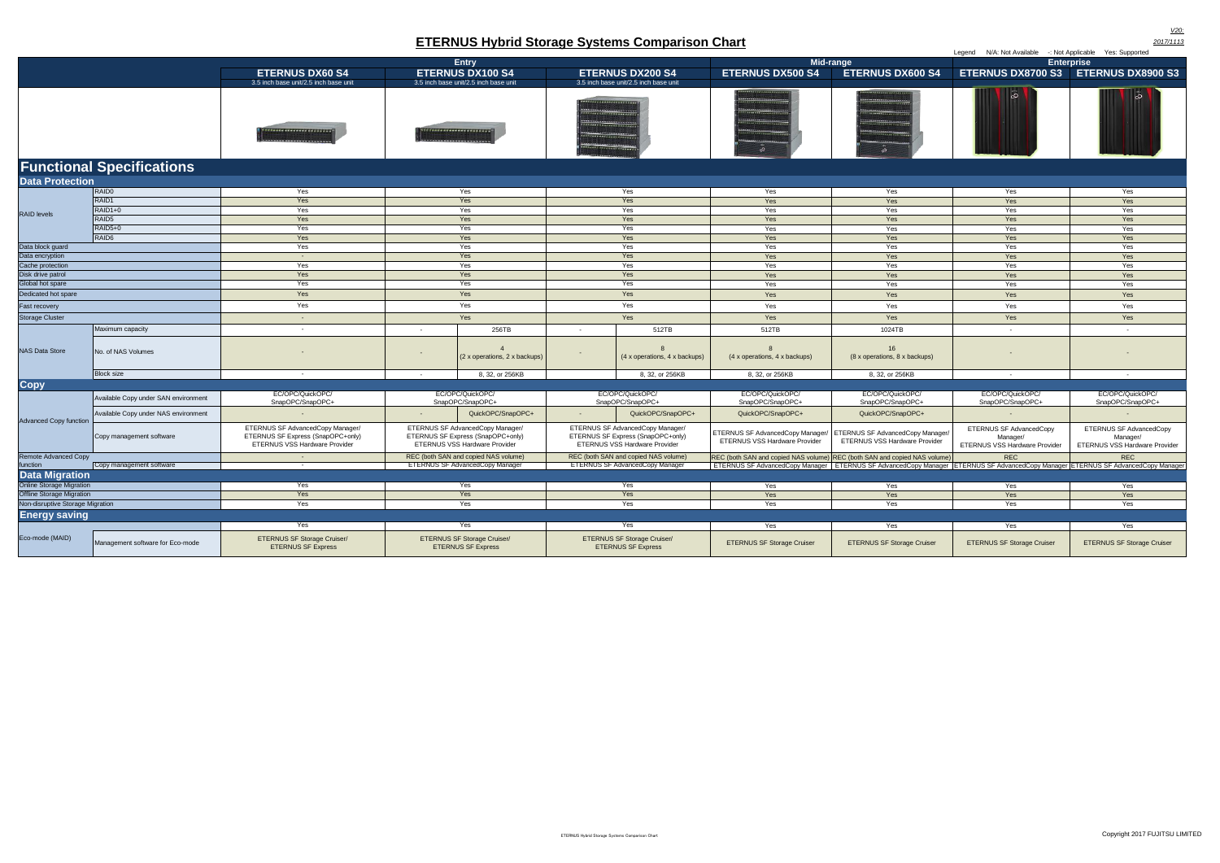V20:
2017/1113

# ETERNUS Hybrid Storage Systems Comparison Chart

Legend N/A: Not Available -: Not Applicable Yes: Supported

| | | Entry | | | Mid-range | | Enterprise | |
|---|---|---|---|---|---|---|---|---|
| | | ETERNUS DX60 S4 (3.5 inch base unit/2.5 inch base unit) | ETERNUS DX100 S4 (3.5 inch base unit/2.5 inch base unit) | ETERNUS DX200 S4 (3.5 inch base unit/2.5 inch base unit) | ETERNUS DX500 S4 | ETERNUS DX600 S4 | ETERNUS DX8700 S3 | ETERNUS DX8900 S3 |
| **Functional Specifications** | | | | | | | | |
| **Data Protection** | | | | | | | | |
| RAID levels | RAID0 | Yes | Yes | Yes | Yes | Yes | Yes | Yes |
| | RAID1 | Yes | Yes | Yes | Yes | Yes | Yes | Yes |
| | RAID1+0 | Yes | Yes | Yes | Yes | Yes | Yes | Yes |
| | RAID5 | Yes | Yes | Yes | Yes | Yes | Yes | Yes |
| | RAID5+0 | Yes | Yes | Yes | Yes | Yes | Yes | Yes |
| | RAID6 | Yes | Yes | Yes | Yes | Yes | Yes | Yes |
| Data block guard | | Yes | Yes | Yes | Yes | Yes | Yes | Yes |
| Data encryption | | - | Yes | Yes | Yes | Yes | Yes | Yes |
| Cache protection | | Yes | Yes | Yes | Yes | Yes | Yes | Yes |
| Disk drive patrol | | Yes | Yes | Yes | Yes | Yes | Yes | Yes |
| Global hot spare | | Yes | Yes | Yes | Yes | Yes | Yes | Yes |
| Dedicated hot spare | | Yes | Yes | Yes | Yes | Yes | Yes | Yes |
| Fast recovery | | Yes | Yes | Yes | Yes | Yes | Yes | Yes |
| Storage Cluster | | - | Yes | Yes | Yes | Yes | Yes | Yes |
| NAS Data Store | Maximum capacity | - | - / 256TB | - / 512TB | 512TB | 1024TB | - | - |
| | No. of NAS Volumes | - | - / 4 (2 x operations, 2 x backups) | - / 8 (4 x operations, 4 x backups) | 8 (4 x operations, 4 x backups) | 16 (8 x operations, 8 x backups) | - | - |
| | Block size | - | - / 8, 32, or 256KB | 8, 32, or 256KB | 8, 32, or 256KB | 8, 32, or 256KB | - | - |
| **Copy** | | | | | | | | |
| Advanced Copy function | Available Copy under SAN environment | EC/OPC/QuickOPC/ SnapOPC/SnapOPC+ | EC/OPC/QuickOPC/ SnapOPC/SnapOPC+ | EC/OPC/QuickOPC/ SnapOPC/SnapOPC+ | EC/OPC/QuickOPC/ SnapOPC/SnapOPC+ | EC/OPC/QuickOPC/ SnapOPC/SnapOPC+ | EC/OPC/QuickOPC/ SnapOPC/SnapOPC+ | EC/OPC/QuickOPC/ SnapOPC/SnapOPC+ |
| | Available Copy under NAS environment | - | - / QuickOPC/SnapOPC+ | - / QuickOPC/SnapOPC+ | QuickOPC/SnapOPC+ | QuickOPC/SnapOPC+ | - | - |
| | Copy management software | ETERNUS SF AdvancedCopy Manager/ ETERNUS SF Express (SnapOPC+only)/ ETERNUS VSS Hardware Provider | ETERNUS SF AdvancedCopy Manager/ ETERNUS SF Express (SnapOPC+only)/ ETERNUS VSS Hardware Provider | ETERNUS SF AdvancedCopy Manager/ ETERNUS SF Express (SnapOPC+only)/ ETERNUS VSS Hardware Provider | ETERNUS SF AdvancedCopy Manager/ ETERNUS VSS Hardware Provider | ETERNUS SF AdvancedCopy Manager/ ETERNUS VSS Hardware Provider | ETERNUS SF AdvancedCopy Manager/ ETERNUS VSS Hardware Provider | ETERNUS SF AdvancedCopy Manager/ ETERNUS VSS Hardware Provider |
| Remote Advanced Copy function | | - | REC (both SAN and copied NAS volume) | REC (both SAN and copied NAS volume) | REC (both SAN and copied NAS volume) | REC (both SAN and copied NAS volume) | REC | REC |
| | Copy management software | - | ETERNUS SF AdvancedCopy Manager | ETERNUS SF AdvancedCopy Manager | ETERNUS SF AdvancedCopy Manager | ETERNUS SF AdvancedCopy Manager | ETERNUS SF AdvancedCopy Manager | ETERNUS SF AdvancedCopy Manager |
| **Data Migration** | | | | | | | | |
| Online Storage Migration | | Yes | Yes | Yes | Yes | Yes | Yes | Yes |
| Offline Storage Migration | | Yes | Yes | Yes | Yes | Yes | Yes | Yes |
| Non-disruptive Storage Migration | | Yes | Yes | Yes | Yes | Yes | Yes | Yes |
| **Energy saving** | | | | | | | | |
| Eco-mode (MAID) | | Yes | Yes | Yes | Yes | Yes | Yes | Yes |
| | Management software for Eco-mode | ETERNUS SF Storage Cruiser/ ETERNUS SF Express | ETERNUS SF Storage Cruiser/ ETERNUS SF Express | ETERNUS SF Storage Cruiser/ ETERNUS SF Express | ETERNUS SF Storage Cruiser | ETERNUS SF Storage Cruiser | ETERNUS SF Storage Cruiser | ETERNUS SF Storage Cruiser |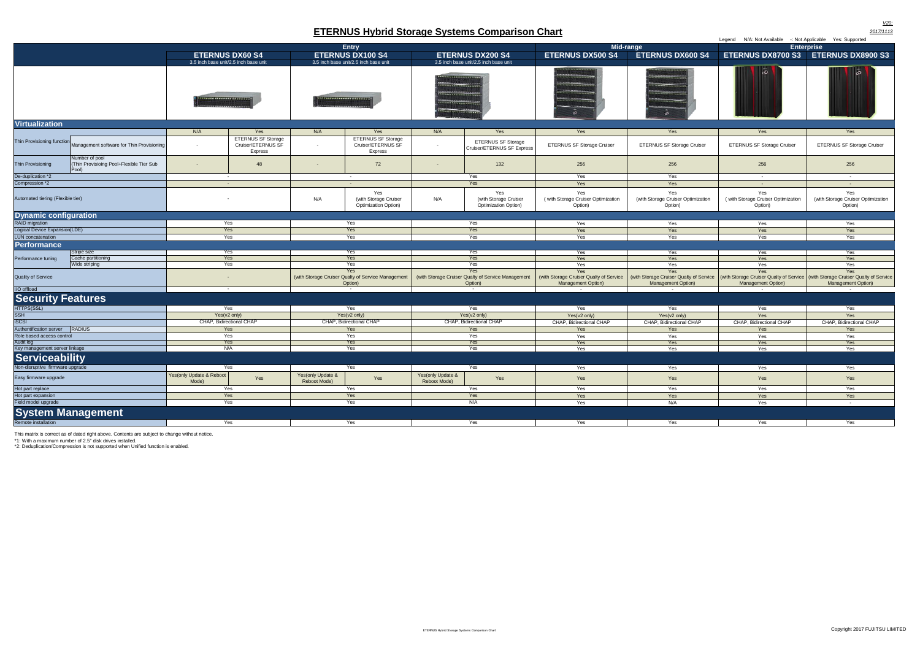# ETERNUS Hybrid Storage Systems Comparison Chart

V20: 2017/1113

Legend N/A: Not Available -: Not Applicable Yes: Supported

| | | Entry | | | | | | Mid-range | | Enterprise | |
|---|---|---|---|---|---|---|---|---|---|---|---|
| | | ETERNUS DX60 S4 (3.5 inch base unit/2.5 inch base unit) | | ETERNUS DX100 S4 (3.5 inch base unit/2.5 inch base unit) | | ETERNUS DX200 S4 (3.5 inch base unit/2.5 inch base unit) | | ETERNUS DX500 S4 | ETERNUS DX600 S4 | ETERNUS DX8700 S3 | ETERNUS DX8900 S3 |
| **Virtualization** | | | | | | | | | | | |
| Thin Provisioning function | | N/A | Yes | N/A | Yes | N/A | Yes | Yes | Yes | Yes | Yes |
| | Management software for Thin Provisioning | - | ETERNUS SF Storage Cruiser/ETERNUS SF Express | - | ETERNUS SF Storage Cruiser/ETERNUS SF Express | - | ETERNUS SF Storage Cruiser/ETERNUS SF Express | ETERNUS SF Storage Cruiser | ETERNUS SF Storage Cruiser | ETERNUS SF Storage Cruiser | ETERNUS SF Storage Cruiser |
| Thin Provisioning | Number of pool (Thin Provisioing Pool+Flexible Tier Sub Pool) | - | 48 | - | 72 | - | 132 | 256 | 256 | 256 | 256 |
| De-duplication *2 | | - | | - | | Yes | | Yes | Yes | - | - |
| Compression *2 | | - | | - | | Yes | | Yes | Yes | - | - |
| Automated tiering (Flexible tier) | | - | | N/A | Yes (with Storage Cruiser Optimization Option) | N/A | Yes (with Storage Cruiser Optimization Option) | Yes ( with Storage Cruiser Optimization Option) | Yes (with Storage Cruiser Optimization Option) | Yes ( with Storage Cruiser Optimization Option) | Yes (with Storage Cruiser Optimization Option) |
| **Dynamic configuration** | | | | | | | | | | | |
| RAID migration | | Yes | | Yes | | Yes | | Yes | Yes | Yes | Yes |
| Logical Device Expansion(LDE) | | Yes | | Yes | | Yes | | Yes | Yes | Yes | Yes |
| LUN concatenation | | Yes | | Yes | | Yes | | Yes | Yes | Yes | Yes |
| **Performance** | | | | | | | | | | | |
| Performance tuning | Stripe size | Yes | | Yes | | Yes | | Yes | Yes | Yes | Yes |
| | Cache partitioning | Yes | | Yes | | Yes | | Yes | Yes | Yes | Yes |
| | Wide striping | Yes | | Yes | | Yes | | Yes | Yes | Yes | Yes |
| Quality of Service | | - | | Yes (with Storage Cruiser Quality of Service Management Option) | | Yes (with Storage Cruiser Quality of Service Management Option) | | Yes (with Storage Cruiser Qualty of Service Management Option) | Yes (with Storage Cruiser Qualty of Service Management Option) | Yes (with Storage Cruiser Qualty of Service Management Option) | Yes (with Storage Cruiser Qualty of Service Management Option) |
| I/O offload | | - | | - | | - | | - | - | - | - |
| **Security Features** | | | | | | | | | | | |
| HTTPS(SSL) | | Yes | | Yes | | Yes | | Yes | Yes | Yes | Yes |
| SSH | | Yes(v2 only) | | Yes(v2 only) | | Yes(v2 only) | | Yes(v2 only) | Yes(v2 only) | Yes | Yes |
| iSCSI | | CHAP, Bidirectional CHAP | | CHAP, Bidirectional CHAP | | CHAP, Bidirectional CHAP | | CHAP, Bidirectional CHAP | CHAP, Bidirectional CHAP | CHAP, Bidirectional CHAP | CHAP, Bidirectional CHAP |
| Authentification server | RADIUS | Yes | | Yes | | Yes | | Yes | Yes | Yes | Yes |
| Role based access control | | Yes | | Yes | | Yes | | Yes | Yes | Yes | Yes |
| Audit log | | Yes | | Yes | | Yes | | Yes | Yes | Yes | Yes |
| Key management server linkage | | N/A | | Yes | | Yes | | Yes | Yes | Yes | Yes |
| **Serviceability** | | | | | | | | | | | |
| Non-disruptive firmware upgrade | | Yes | | Yes | | Yes | | Yes | Yes | Yes | Yes |
| Easy firmware upgrade | | Yes(only Update & Reboot Mode) | Yes | Yes(only Update & Reboot Mode) | Yes | Yes(only Update & Reboot Mode) | Yes | Yes | Yes | Yes | Yes |
| Hot part replace | | Yes | | Yes | | Yes | | Yes | Yes | Yes | Yes |
| Hot part expansion | | Yes | | Yes | | Yes | | Yes | Yes | Yes | Yes |
| Field model upgrade | | Yes | | Yes | | N/A | | Yes | N/A | Yes | - |
| **System Management** | | | | | | | | | | | |
| Remote installation | | Yes | | Yes | | Yes | | Yes | Yes | Yes | Yes |

This matrix is correct as of dated right above. Contents are subject to change without notice.

*1: With a maximum number of 2.5" disk drives installed.

*2: Deduplication/Compression is not supported when Unified function is enabled.

Copyright 2017 FUJITSU LIMITED